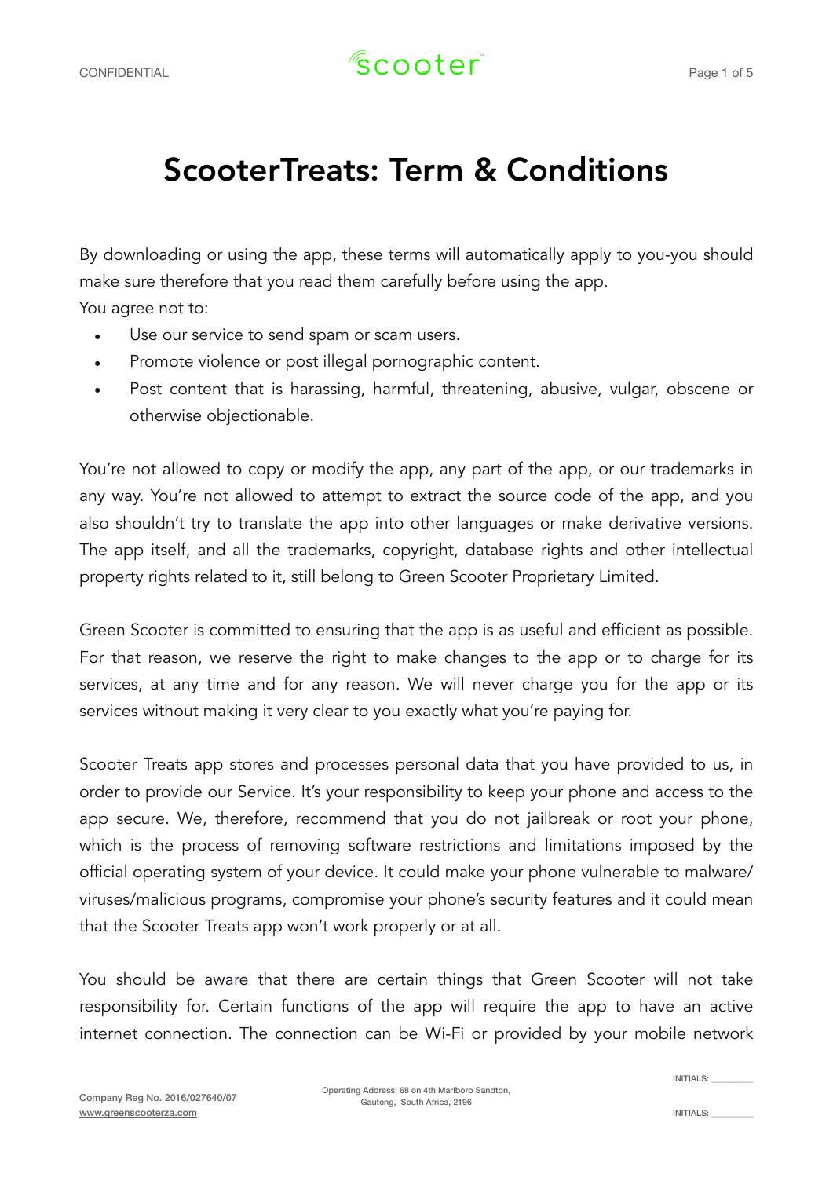# ScooterTreats: Term & Conditions

By downloading or using the app, these terms will automatically apply to you-you should make sure therefore that you read them carefully before using the app.
You agree not to:

- Use our service to send spam or scam users.
- Promote violence or post illegal pornographic content.
- Post content that is harassing, harmful, threatening, abusive, vulgar, obscene or otherwise objectionable.

You're not allowed to copy or modify the app, any part of the app, or our trademarks in any way. You're not allowed to attempt to extract the source code of the app, and you also shouldn't try to translate the app into other languages or make derivative versions. The app itself, and all the trademarks, copyright, database rights and other intellectual property rights related to it, still belong to Green Scooter Proprietary Limited.

Green Scooter is committed to ensuring that the app is as useful and efficient as possible. For that reason, we reserve the right to make changes to the app or to charge for its services, at any time and for any reason. We will never charge you for the app or its services without making it very clear to you exactly what you're paying for.

Scooter Treats app stores and processes personal data that you have provided to us, in order to provide our Service. It's your responsibility to keep your phone and access to the app secure. We, therefore, recommend that you do not jailbreak or root your phone, which is the process of removing software restrictions and limitations imposed by the official operating system of your device. It could make your phone vulnerable to malware/viruses/malicious programs, compromise your phone's security features and it could mean that the Scooter Treats app won't work properly or at all.

You should be aware that there are certain things that Green Scooter will not take responsibility for. Certain functions of the app will require the app to have an active internet connection. The connection can be Wi-Fi or provided by your mobile network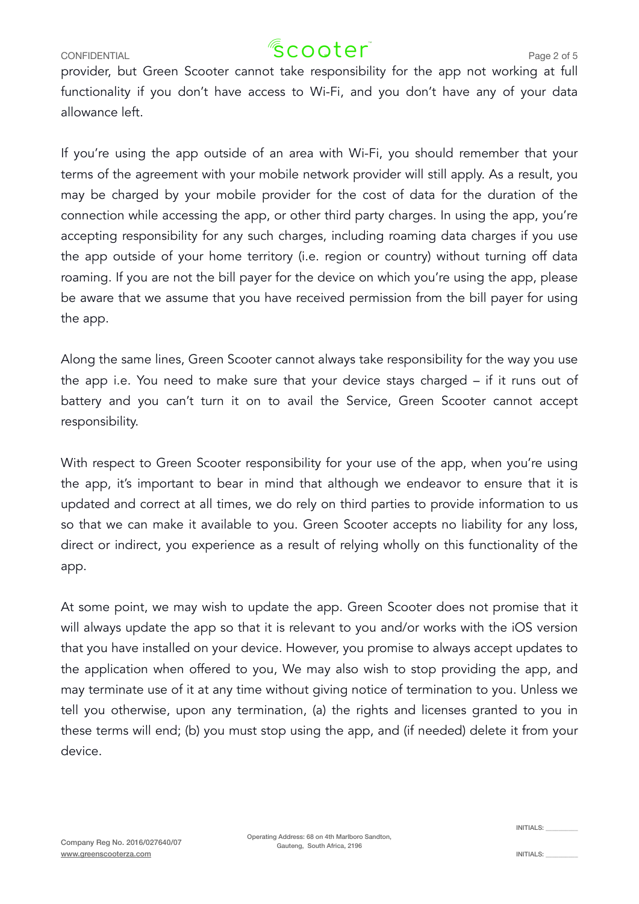provider, but Green Scooter cannot take responsibility for the app not working at full functionality if you don't have access to Wi-Fi, and you don't have any of your data allowance left.

If you're using the app outside of an area with Wi-Fi, you should remember that your terms of the agreement with your mobile network provider will still apply. As a result, you may be charged by your mobile provider for the cost of data for the duration of the connection while accessing the app, or other third party charges. In using the app, you're accepting responsibility for any such charges, including roaming data charges if you use the app outside of your home territory (i.e. region or country) without turning off data roaming. If you are not the bill payer for the device on which you're using the app, please be aware that we assume that you have received permission from the bill payer for using the app.

Along the same lines, Green Scooter cannot always take responsibility for the way you use the app i.e. You need to make sure that your device stays charged – if it runs out of battery and you can't turn it on to avail the Service, Green Scooter cannot accept responsibility.

With respect to Green Scooter responsibility for your use of the app, when you're using the app, it's important to bear in mind that although we endeavor to ensure that it is updated and correct at all times, we do rely on third parties to provide information to us so that we can make it available to you. Green Scooter accepts no liability for any loss, direct or indirect, you experience as a result of relying wholly on this functionality of the app.

At some point, we may wish to update the app. Green Scooter does not promise that it will always update the app so that it is relevant to you and/or works with the iOS version that you have installed on your device. However, you promise to always accept updates to the application when offered to you, We may also wish to stop providing the app, and may terminate use of it at any time without giving notice of termination to you. Unless we tell you otherwise, upon any termination, (a) the rights and licenses granted to you in these terms will end; (b) you must stop using the app, and (if needed) delete it from your device.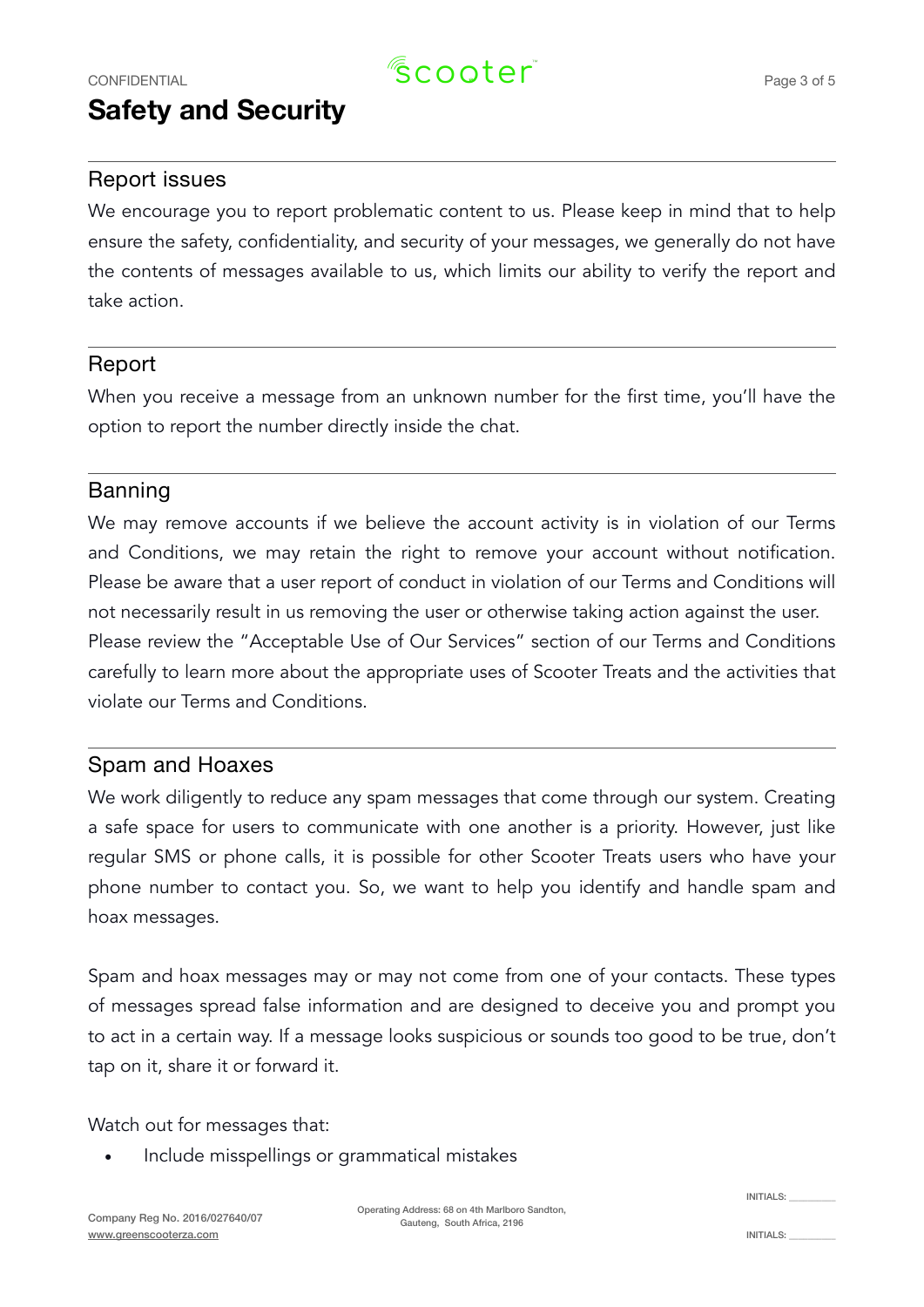# Safety and Security

## Report issues

We encourage you to report problematic content to us. Please keep in mind that to help ensure the safety, confidentiality, and security of your messages, we generally do not have the contents of messages available to us, which limits our ability to verify the report and take action.

## Report

When you receive a message from an unknown number for the first time, you'll have the option to report the number directly inside the chat.

## Banning

We may remove accounts if we believe the account activity is in violation of our Terms and Conditions, we may retain the right to remove your account without notification. Please be aware that a user report of conduct in violation of our Terms and Conditions will not necessarily result in us removing the user or otherwise taking action against the user. Please review the "Acceptable Use of Our Services" section of our Terms and Conditions carefully to learn more about the appropriate uses of Scooter Treats and the activities that violate our Terms and Conditions.

## Spam and Hoaxes

We work diligently to reduce any spam messages that come through our system. Creating a safe space for users to communicate with one another is a priority. However, just like regular SMS or phone calls, it is possible for other Scooter Treats users who have your phone number to contact you. So, we want to help you identify and handle spam and hoax messages.

Spam and hoax messages may or may not come from one of your contacts. These types of messages spread false information and are designed to deceive you and prompt you to act in a certain way. If a message looks suspicious or sounds too good to be true, don't tap on it, share it or forward it.

Watch out for messages that:

- Include misspellings or grammatical mistakes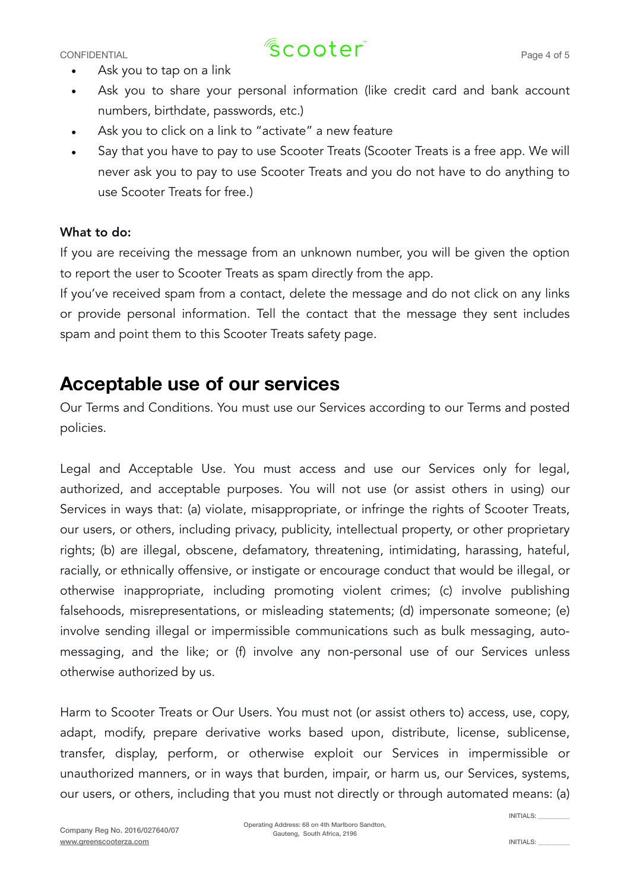- Ask you to tap on a link
- Ask you to share your personal information (like credit card and bank account numbers, birthdate, passwords, etc.)
- Ask you to click on a link to "activate" a new feature
- Say that you have to pay to use Scooter Treats (Scooter Treats is a free app. We will never ask you to pay to use Scooter Treats and you do not have to do anything to use Scooter Treats for free.)

**What to do:**

If you are receiving the message from an unknown number, you will be given the option to report the user to Scooter Treats as spam directly from the app.

If you've received spam from a contact, delete the message and do not click on any links or provide personal information. Tell the contact that the message they sent includes spam and point them to this Scooter Treats safety page.

## Acceptable use of our services

Our Terms and Conditions. You must use our Services according to our Terms and posted policies.

Legal and Acceptable Use. You must access and use our Services only for legal, authorized, and acceptable purposes. You will not use (or assist others in using) our Services in ways that: (a) violate, misappropriate, or infringe the rights of Scooter Treats, our users, or others, including privacy, publicity, intellectual property, or other proprietary rights; (b) are illegal, obscene, defamatory, threatening, intimidating, harassing, hateful, racially, or ethnically offensive, or instigate or encourage conduct that would be illegal, or otherwise inappropriate, including promoting violent crimes; (c) involve publishing falsehoods, misrepresentations, or misleading statements; (d) impersonate someone; (e) involve sending illegal or impermissible communications such as bulk messaging, auto-messaging, and the like; or (f) involve any non-personal use of our Services unless otherwise authorized by us.

Harm to Scooter Treats or Our Users. You must not (or assist others to) access, use, copy, adapt, modify, prepare derivative works based upon, distribute, license, sublicense, transfer, display, perform, or otherwise exploit our Services in impermissible or unauthorized manners, or in ways that burden, impair, or harm us, our Services, systems, our users, or others, including that you must not directly or through automated means: (a)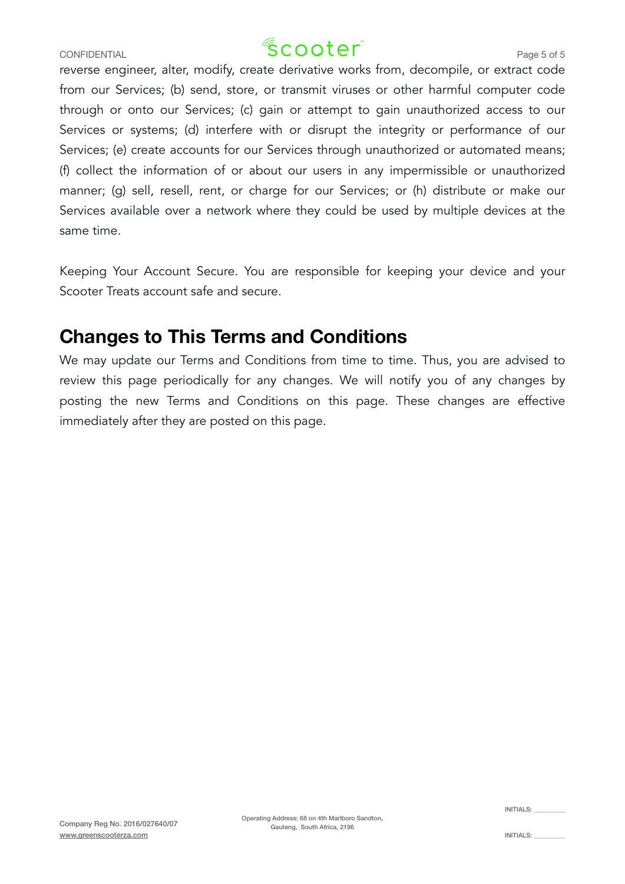reverse engineer, alter, modify, create derivative works from, decompile, or extract code from our Services; (b) send, store, or transmit viruses or other harmful computer code through or onto our Services; (c) gain or attempt to gain unauthorized access to our Services or systems; (d) interfere with or disrupt the integrity or performance of our Services; (e) create accounts for our Services through unauthorized or automated means; (f) collect the information of or about our users in any impermissible or unauthorized manner; (g) sell, resell, rent, or charge for our Services; or (h) distribute or make our Services available over a network where they could be used by multiple devices at the same time.

Keeping Your Account Secure. You are responsible for keeping your device and your Scooter Treats account safe and secure.

## Changes to This Terms and Conditions

We may update our Terms and Conditions from time to time. Thus, you are advised to review this page periodically for any changes. We will notify you of any changes by posting the new Terms and Conditions on this page. These changes are effective immediately after they are posted on this page.